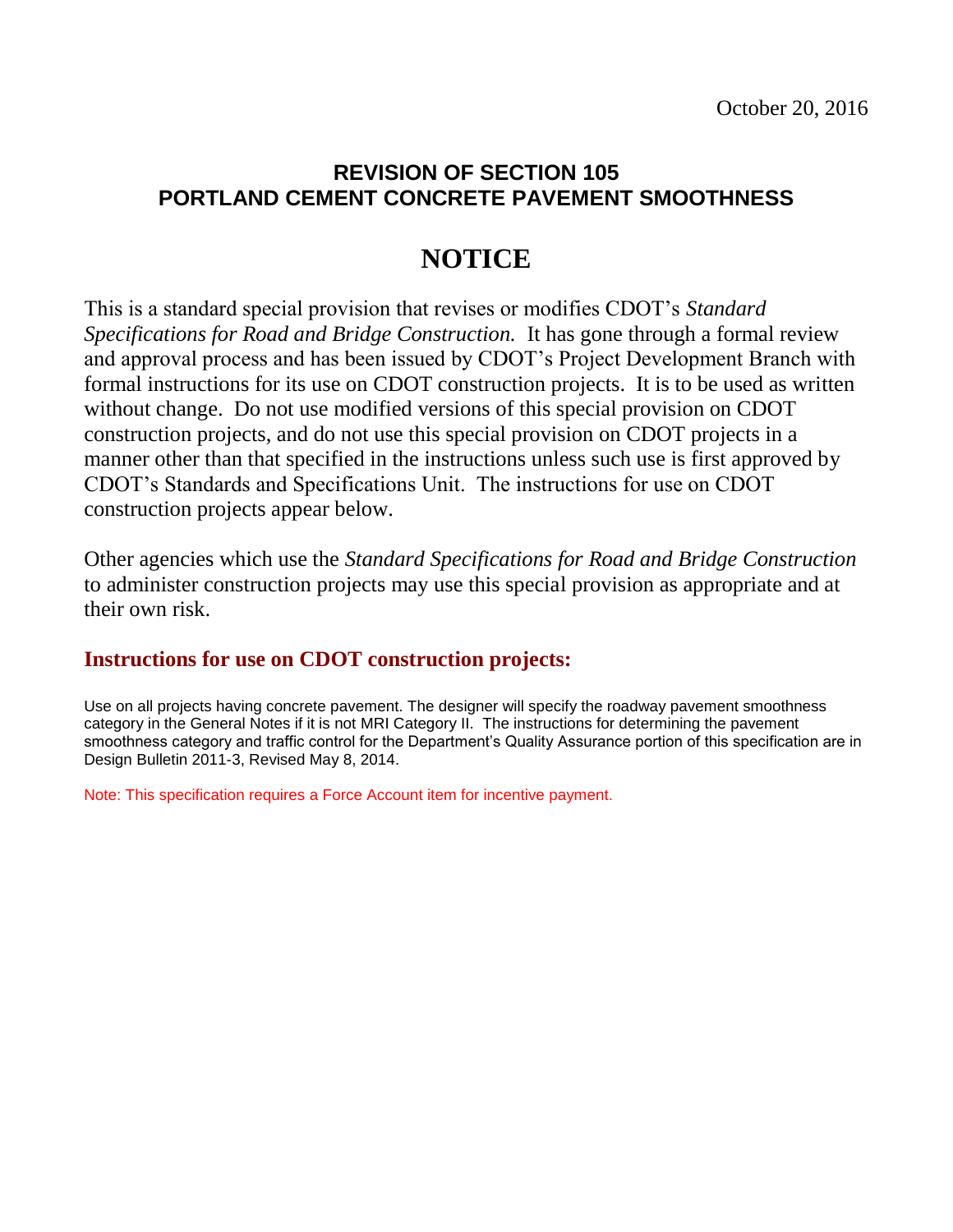October 20, 2016

## REVISION OF SECTION 105
## PORTLAND CEMENT CONCRETE PAVEMENT SMOOTHNESS

# NOTICE

This is a standard special provision that revises or modifies CDOT's *Standard Specifications for Road and Bridge Construction.* It has gone through a formal review and approval process and has been issued by CDOT's Project Development Branch with formal instructions for its use on CDOT construction projects. It is to be used as written without change. Do not use modified versions of this special provision on CDOT construction projects, and do not use this special provision on CDOT projects in a manner other than that specified in the instructions unless such use is first approved by CDOT's Standards and Specifications Unit. The instructions for use on CDOT construction projects appear below.

Other agencies which use the *Standard Specifications for Road and Bridge Construction* to administer construction projects may use this special provision as appropriate and at their own risk.

### Instructions for use on CDOT construction projects:

Use on all projects having concrete pavement. The designer will specify the roadway pavement smoothness category in the General Notes if it is not MRI Category II. The instructions for determining the pavement smoothness category and traffic control for the Department's Quality Assurance portion of this specification are in Design Bulletin 2011-3, Revised May 8, 2014.

Note: This specification requires a Force Account item for incentive payment.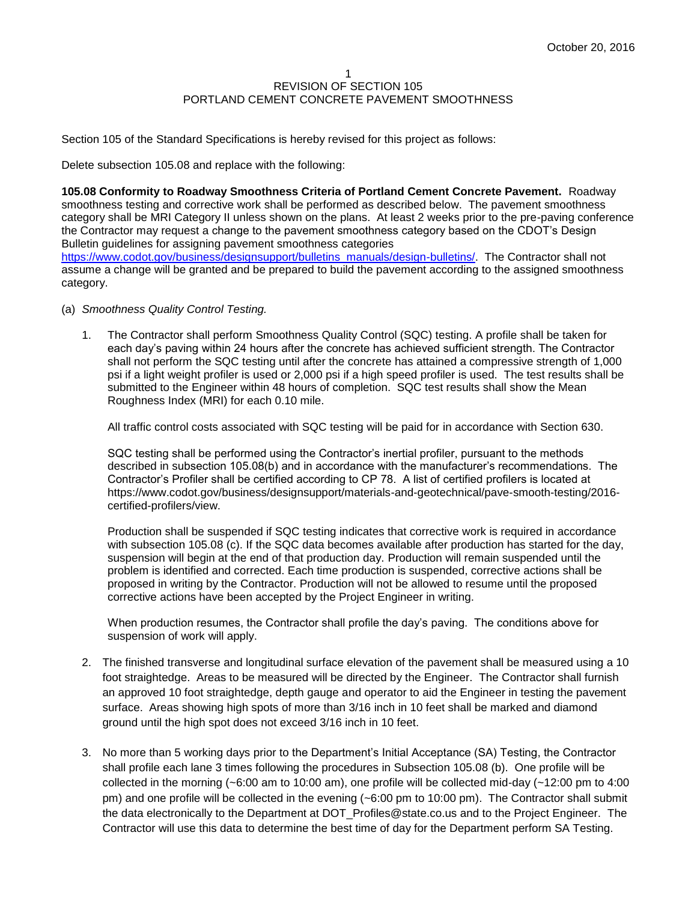# REVISION OF SECTION 105
# PORTLAND CEMENT CONCRETE PAVEMENT SMOOTHNESS

Section 105 of the Standard Specifications is hereby revised for this project as follows:

Delete subsection 105.08 and replace with the following:

**105.08 Conformity to Roadway Smoothness Criteria of Portland Cement Concrete Pavement.** Roadway smoothness testing and corrective work shall be performed as described below. The pavement smoothness category shall be MRI Category II unless shown on the plans. At least 2 weeks prior to the pre-paving conference the Contractor may request a change to the pavement smoothness category based on the CDOT's Design Bulletin guidelines for assigning pavement smoothness categories https://www.codot.gov/business/designsupport/bulletins_manuals/design-bulletins/. The Contractor shall not assume a change will be granted and be prepared to build the pavement according to the assigned smoothness category.

(a) *Smoothness Quality Control Testing.*

1. The Contractor shall perform Smoothness Quality Control (SQC) testing. A profile shall be taken for each day's paving within 24 hours after the concrete has achieved sufficient strength. The Contractor shall not perform the SQC testing until after the concrete has attained a compressive strength of 1,000 psi if a light weight profiler is used or 2,000 psi if a high speed profiler is used. The test results shall be submitted to the Engineer within 48 hours of completion. SQC test results shall show the Mean Roughness Index (MRI) for each 0.10 mile.

   All traffic control costs associated with SQC testing will be paid for in accordance with Section 630.

   SQC testing shall be performed using the Contractor's inertial profiler, pursuant to the methods described in subsection 105.08(b) and in accordance with the manufacturer's recommendations. The Contractor's Profiler shall be certified according to CP 78. A list of certified profilers is located at https://www.codot.gov/business/designsupport/materials-and-geotechnical/pave-smooth-testing/2016-certified-profilers/view.

   Production shall be suspended if SQC testing indicates that corrective work is required in accordance with subsection 105.08 (c). If the SQC data becomes available after production has started for the day, suspension will begin at the end of that production day. Production will remain suspended until the problem is identified and corrected. Each time production is suspended, corrective actions shall be proposed in writing by the Contractor. Production will not be allowed to resume until the proposed corrective actions have been accepted by the Project Engineer in writing.

   When production resumes, the Contractor shall profile the day's paving. The conditions above for suspension of work will apply.

2. The finished transverse and longitudinal surface elevation of the pavement shall be measured using a 10 foot straightedge. Areas to be measured will be directed by the Engineer. The Contractor shall furnish an approved 10 foot straightedge, depth gauge and operator to aid the Engineer in testing the pavement surface. Areas showing high spots of more than 3/16 inch in 10 feet shall be marked and diamond ground until the high spot does not exceed 3/16 inch in 10 feet.

3. No more than 5 working days prior to the Department's Initial Acceptance (SA) Testing, the Contractor shall profile each lane 3 times following the procedures in Subsection 105.08 (b). One profile will be collected in the morning (~6:00 am to 10:00 am), one profile will be collected mid-day (~12:00 pm to 4:00 pm) and one profile will be collected in the evening (~6:00 pm to 10:00 pm). The Contractor shall submit the data electronically to the Department at DOT_Profiles@state.co.us and to the Project Engineer. The Contractor will use this data to determine the best time of day for the Department perform SA Testing.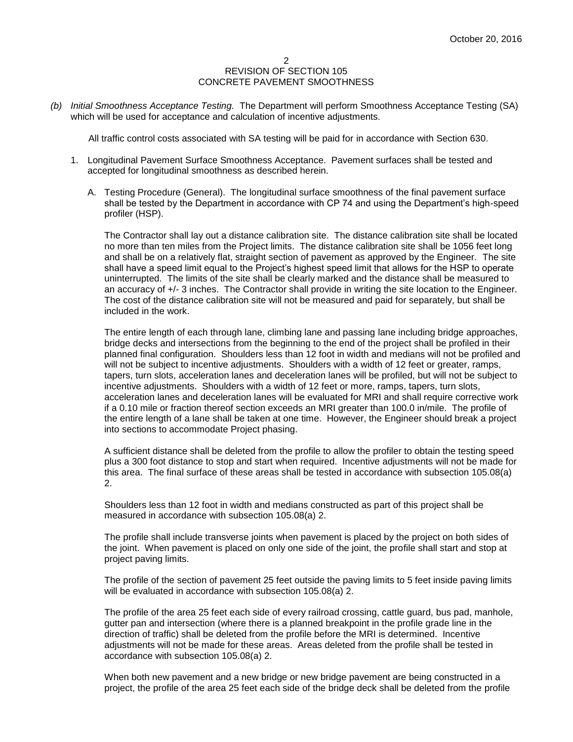(b) *Initial Smoothness Acceptance Testing.* The Department will perform Smoothness Acceptance Testing (SA) which will be used for acceptance and calculation of incentive adjustments.

All traffic control costs associated with SA testing will be paid for in accordance with Section 630.

1. Longitudinal Pavement Surface Smoothness Acceptance. Pavement surfaces shall be tested and accepted for longitudinal smoothness as described herein.

   A. Testing Procedure (General). The longitudinal surface smoothness of the final pavement surface shall be tested by the Department in accordance with CP 74 and using the Department's high-speed profiler (HSP).

   The Contractor shall lay out a distance calibration site. The distance calibration site shall be located no more than ten miles from the Project limits. The distance calibration site shall be 1056 feet long and shall be on a relatively flat, straight section of pavement as approved by the Engineer. The site shall have a speed limit equal to the Project's highest speed limit that allows for the HSP to operate uninterrupted. The limits of the site shall be clearly marked and the distance shall be measured to an accuracy of +/- 3 inches. The Contractor shall provide in writing the site location to the Engineer. The cost of the distance calibration site will not be measured and paid for separately, but shall be included in the work.

   The entire length of each through lane, climbing lane and passing lane including bridge approaches, bridge decks and intersections from the beginning to the end of the project shall be profiled in their planned final configuration. Shoulders less than 12 foot in width and medians will not be profiled and will not be subject to incentive adjustments. Shoulders with a width of 12 feet or greater, ramps, tapers, turn slots, acceleration lanes and deceleration lanes will be profiled, but will not be subject to incentive adjustments. Shoulders with a width of 12 feet or more, ramps, tapers, turn slots, acceleration lanes and deceleration lanes will be evaluated for MRI and shall require corrective work if a 0.10 mile or fraction thereof section exceeds an MRI greater than 100.0 in/mile. The profile of the entire length of a lane shall be taken at one time. However, the Engineer should break a project into sections to accommodate Project phasing.

   A sufficient distance shall be deleted from the profile to allow the profiler to obtain the testing speed plus a 300 foot distance to stop and start when required. Incentive adjustments will not be made for this area. The final surface of these areas shall be tested in accordance with subsection 105.08(a) 2.

   Shoulders less than 12 foot in width and medians constructed as part of this project shall be measured in accordance with subsection 105.08(a) 2.

   The profile shall include transverse joints when pavement is placed by the project on both sides of the joint. When pavement is placed on only one side of the joint, the profile shall start and stop at project paving limits.

   The profile of the section of pavement 25 feet outside the paving limits to 5 feet inside paving limits will be evaluated in accordance with subsection 105.08(a) 2.

   The profile of the area 25 feet each side of every railroad crossing, cattle guard, bus pad, manhole, gutter pan and intersection (where there is a planned breakpoint in the profile grade line in the direction of traffic) shall be deleted from the profile before the MRI is determined. Incentive adjustments will not be made for these areas. Areas deleted from the profile shall be tested in accordance with subsection 105.08(a) 2.

   When both new pavement and a new bridge or new bridge pavement are being constructed in a project, the profile of the area 25 feet each side of the bridge deck shall be deleted from the profile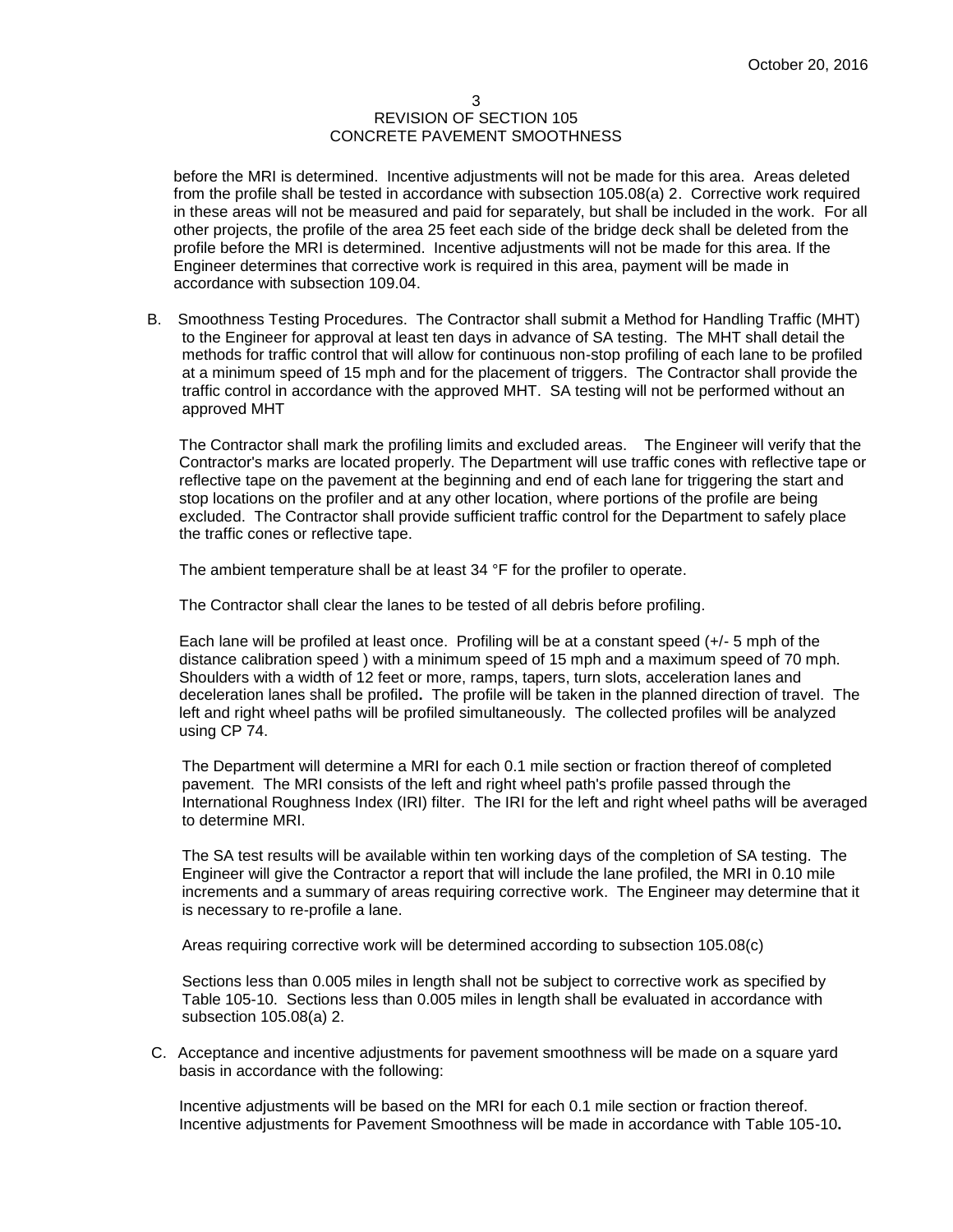before the MRI is determined. Incentive adjustments will not be made for this area. Areas deleted from the profile shall be tested in accordance with subsection 105.08(a) 2. Corrective work required in these areas will not be measured and paid for separately, but shall be included in the work. For all other projects, the profile of the area 25 feet each side of the bridge deck shall be deleted from the profile before the MRI is determined. Incentive adjustments will not be made for this area. If the Engineer determines that corrective work is required in this area, payment will be made in accordance with subsection 109.04.

B. Smoothness Testing Procedures. The Contractor shall submit a Method for Handling Traffic (MHT) to the Engineer for approval at least ten days in advance of SA testing. The MHT shall detail the methods for traffic control that will allow for continuous non-stop profiling of each lane to be profiled at a minimum speed of 15 mph and for the placement of triggers. The Contractor shall provide the traffic control in accordance with the approved MHT. SA testing will not be performed without an approved MHT

The Contractor shall mark the profiling limits and excluded areas. The Engineer will verify that the Contractor's marks are located properly. The Department will use traffic cones with reflective tape or reflective tape on the pavement at the beginning and end of each lane for triggering the start and stop locations on the profiler and at any other location, where portions of the profile are being excluded. The Contractor shall provide sufficient traffic control for the Department to safely place the traffic cones or reflective tape.

The ambient temperature shall be at least 34 °F for the profiler to operate.

The Contractor shall clear the lanes to be tested of all debris before profiling.

Each lane will be profiled at least once. Profiling will be at a constant speed (+/- 5 mph of the distance calibration speed ) with a minimum speed of 15 mph and a maximum speed of 70 mph. Shoulders with a width of 12 feet or more, ramps, tapers, turn slots, acceleration lanes and deceleration lanes shall be profiled**.** The profile will be taken in the planned direction of travel. The left and right wheel paths will be profiled simultaneously. The collected profiles will be analyzed using CP 74.

The Department will determine a MRI for each 0.1 mile section or fraction thereof of completed pavement. The MRI consists of the left and right wheel path's profile passed through the International Roughness Index (IRI) filter. The IRI for the left and right wheel paths will be averaged to determine MRI.

The SA test results will be available within ten working days of the completion of SA testing. The Engineer will give the Contractor a report that will include the lane profiled, the MRI in 0.10 mile increments and a summary of areas requiring corrective work. The Engineer may determine that it is necessary to re-profile a lane.

Areas requiring corrective work will be determined according to subsection 105.08(c)

Sections less than 0.005 miles in length shall not be subject to corrective work as specified by Table 105-10. Sections less than 0.005 miles in length shall be evaluated in accordance with subsection 105.08(a) 2.

C. Acceptance and incentive adjustments for pavement smoothness will be made on a square yard basis in accordance with the following:

Incentive adjustments will be based on the MRI for each 0.1 mile section or fraction thereof. Incentive adjustments for Pavement Smoothness will be made in accordance with Table 105-10**.**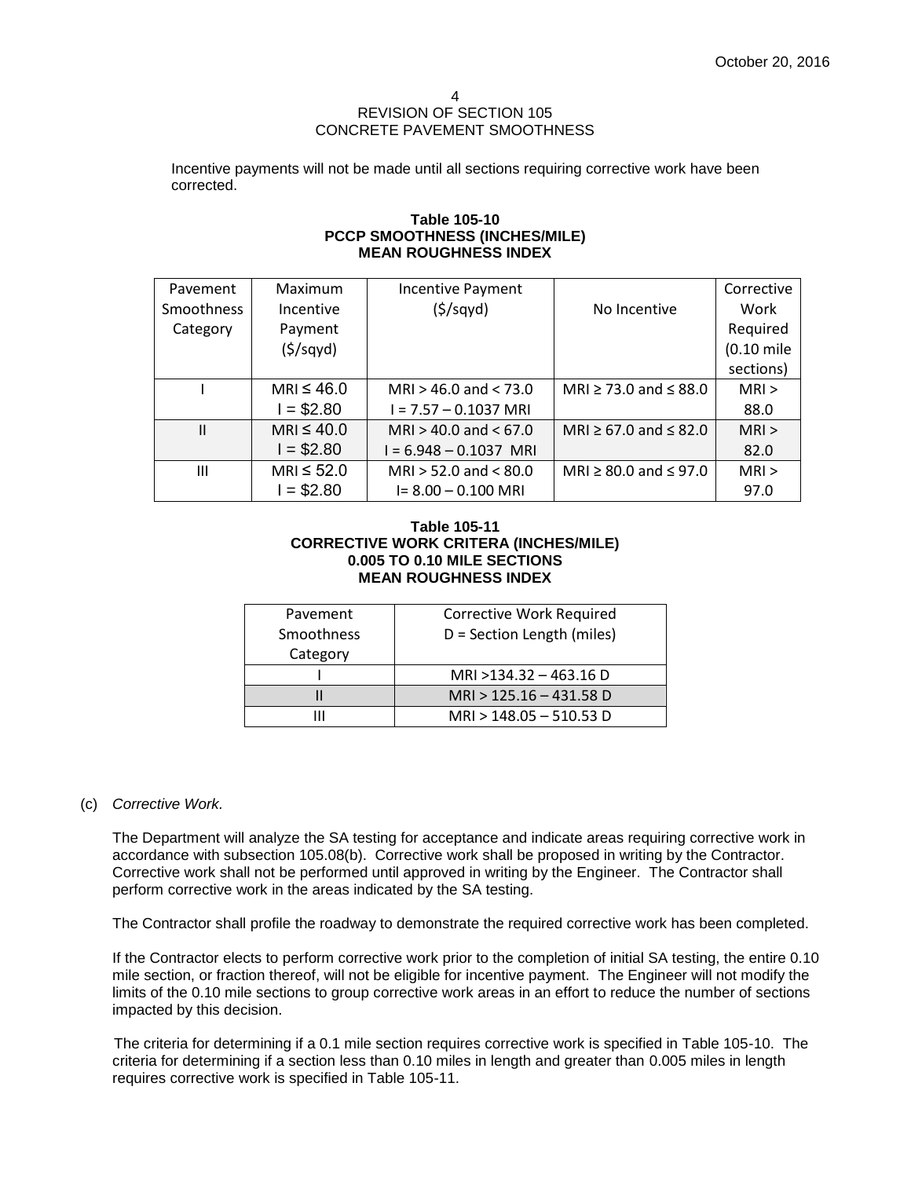Incentive payments will not be made until all sections requiring corrective work have been corrected.

**Table 105-10**
**PCCP SMOOTHNESS (INCHES/MILE)**
**MEAN ROUGHNESS INDEX**

| Pavement Smoothness Category | Maximum Incentive Payment ($/sqyd) | Incentive Payment ($/sqyd) | No Incentive | Corrective Work Required (0.10 mile sections) |
|---|---|---|---|---|
| I | MRI ≤ 46.0<br>I = $2.80 | MRI > 46.0 and < 73.0<br>I = 7.57 – 0.1037 MRI | MRI ≥ 73.0 and ≤ 88.0 | MRI > 88.0 |
| II | MRI ≤ 40.0<br>I = $2.80 | MRI > 40.0 and < 67.0<br>I = 6.948 – 0.1037 MRI | MRI ≥ 67.0 and ≤ 82.0 | MRI > 82.0 |
| III | MRI ≤ 52.0<br>I = $2.80 | MRI > 52.0 and < 80.0<br>I= 8.00 – 0.100 MRI | MRI ≥ 80.0 and ≤ 97.0 | MRI > 97.0 |

**Table 105-11**
**CORRECTIVE WORK CRITERA (INCHES/MILE)**
**0.005 TO 0.10 MILE SECTIONS**
**MEAN ROUGHNESS INDEX**

| Pavement Smoothness Category | Corrective Work Required D = Section Length (miles) |
|---|---|
| I | MRI >134.32 – 463.16 D |
| II | MRI > 125.16 – 431.58 D |
| III | MRI > 148.05 – 510.53 D |

(c) *Corrective Work.*

The Department will analyze the SA testing for acceptance and indicate areas requiring corrective work in accordance with subsection 105.08(b). Corrective work shall be proposed in writing by the Contractor. Corrective work shall not be performed until approved in writing by the Engineer. The Contractor shall perform corrective work in the areas indicated by the SA testing.

The Contractor shall profile the roadway to demonstrate the required corrective work has been completed.

If the Contractor elects to perform corrective work prior to the completion of initial SA testing, the entire 0.10 mile section, or fraction thereof, will not be eligible for incentive payment. The Engineer will not modify the limits of the 0.10 mile sections to group corrective work areas in an effort to reduce the number of sections impacted by this decision.

The criteria for determining if a 0.1 mile section requires corrective work is specified in Table 105-10. The criteria for determining if a section less than 0.10 miles in length and greater than 0.005 miles in length requires corrective work is specified in Table 105-11.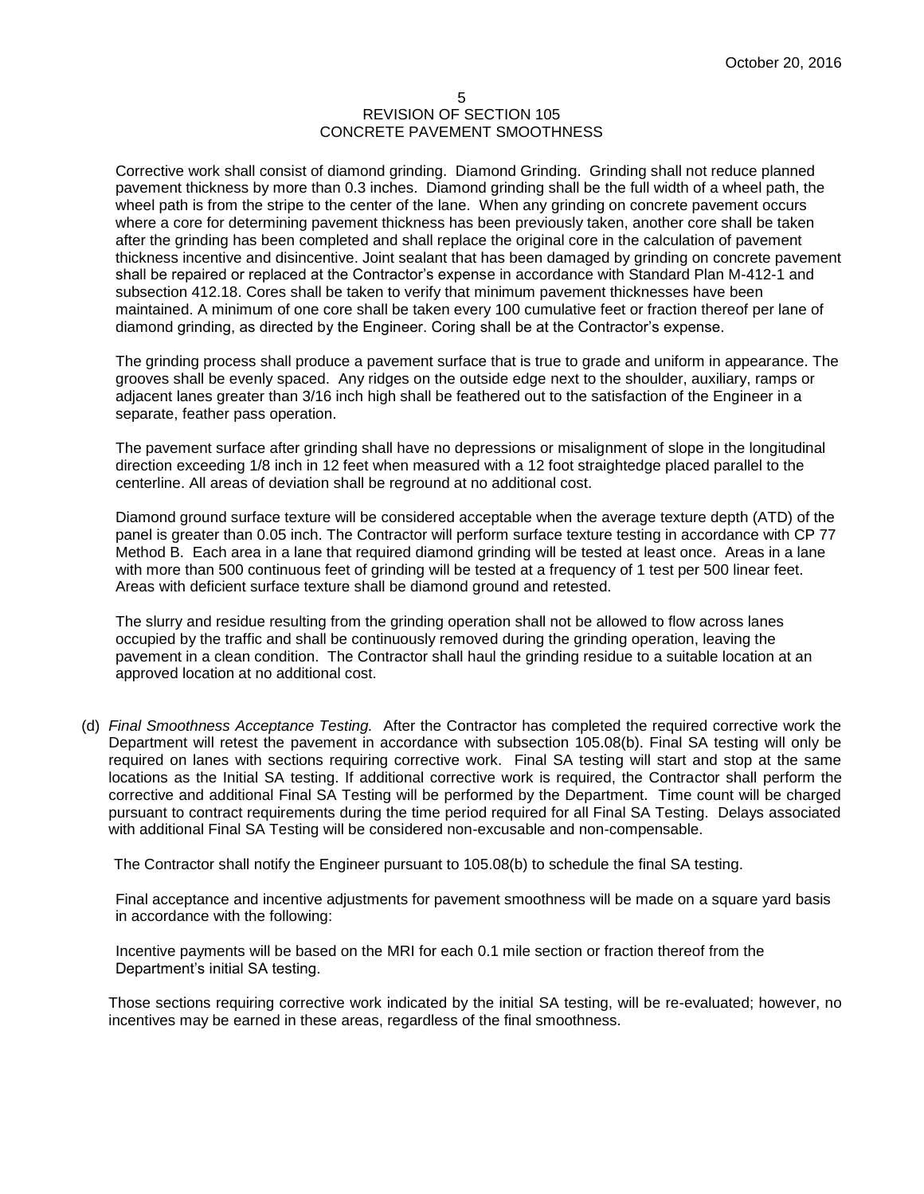Corrective work shall consist of diamond grinding. Diamond Grinding. Grinding shall not reduce planned pavement thickness by more than 0.3 inches. Diamond grinding shall be the full width of a wheel path, the wheel path is from the stripe to the center of the lane. When any grinding on concrete pavement occurs where a core for determining pavement thickness has been previously taken, another core shall be taken after the grinding has been completed and shall replace the original core in the calculation of pavement thickness incentive and disincentive. Joint sealant that has been damaged by grinding on concrete pavement shall be repaired or replaced at the Contractor's expense in accordance with Standard Plan M-412-1 and subsection 412.18. Cores shall be taken to verify that minimum pavement thicknesses have been maintained. A minimum of one core shall be taken every 100 cumulative feet or fraction thereof per lane of diamond grinding, as directed by the Engineer. Coring shall be at the Contractor's expense.

The grinding process shall produce a pavement surface that is true to grade and uniform in appearance. The grooves shall be evenly spaced. Any ridges on the outside edge next to the shoulder, auxiliary, ramps or adjacent lanes greater than 3/16 inch high shall be feathered out to the satisfaction of the Engineer in a separate, feather pass operation.

The pavement surface after grinding shall have no depressions or misalignment of slope in the longitudinal direction exceeding 1/8 inch in 12 feet when measured with a 12 foot straightedge placed parallel to the centerline. All areas of deviation shall be reground at no additional cost.

Diamond ground surface texture will be considered acceptable when the average texture depth (ATD) of the panel is greater than 0.05 inch. The Contractor will perform surface texture testing in accordance with CP 77 Method B. Each area in a lane that required diamond grinding will be tested at least once. Areas in a lane with more than 500 continuous feet of grinding will be tested at a frequency of 1 test per 500 linear feet. Areas with deficient surface texture shall be diamond ground and retested.

The slurry and residue resulting from the grinding operation shall not be allowed to flow across lanes occupied by the traffic and shall be continuously removed during the grinding operation, leaving the pavement in a clean condition. The Contractor shall haul the grinding residue to a suitable location at an approved location at no additional cost.

(d) *Final Smoothness Acceptance Testing.* After the Contractor has completed the required corrective work the Department will retest the pavement in accordance with subsection 105.08(b). Final SA testing will only be required on lanes with sections requiring corrective work. Final SA testing will start and stop at the same locations as the Initial SA testing. If additional corrective work is required, the Contractor shall perform the corrective and additional Final SA Testing will be performed by the Department. Time count will be charged pursuant to contract requirements during the time period required for all Final SA Testing. Delays associated with additional Final SA Testing will be considered non-excusable and non-compensable.

The Contractor shall notify the Engineer pursuant to 105.08(b) to schedule the final SA testing.

Final acceptance and incentive adjustments for pavement smoothness will be made on a square yard basis in accordance with the following:

Incentive payments will be based on the MRI for each 0.1 mile section or fraction thereof from the Department's initial SA testing.

Those sections requiring corrective work indicated by the initial SA testing, will be re-evaluated; however, no incentives may be earned in these areas, regardless of the final smoothness.